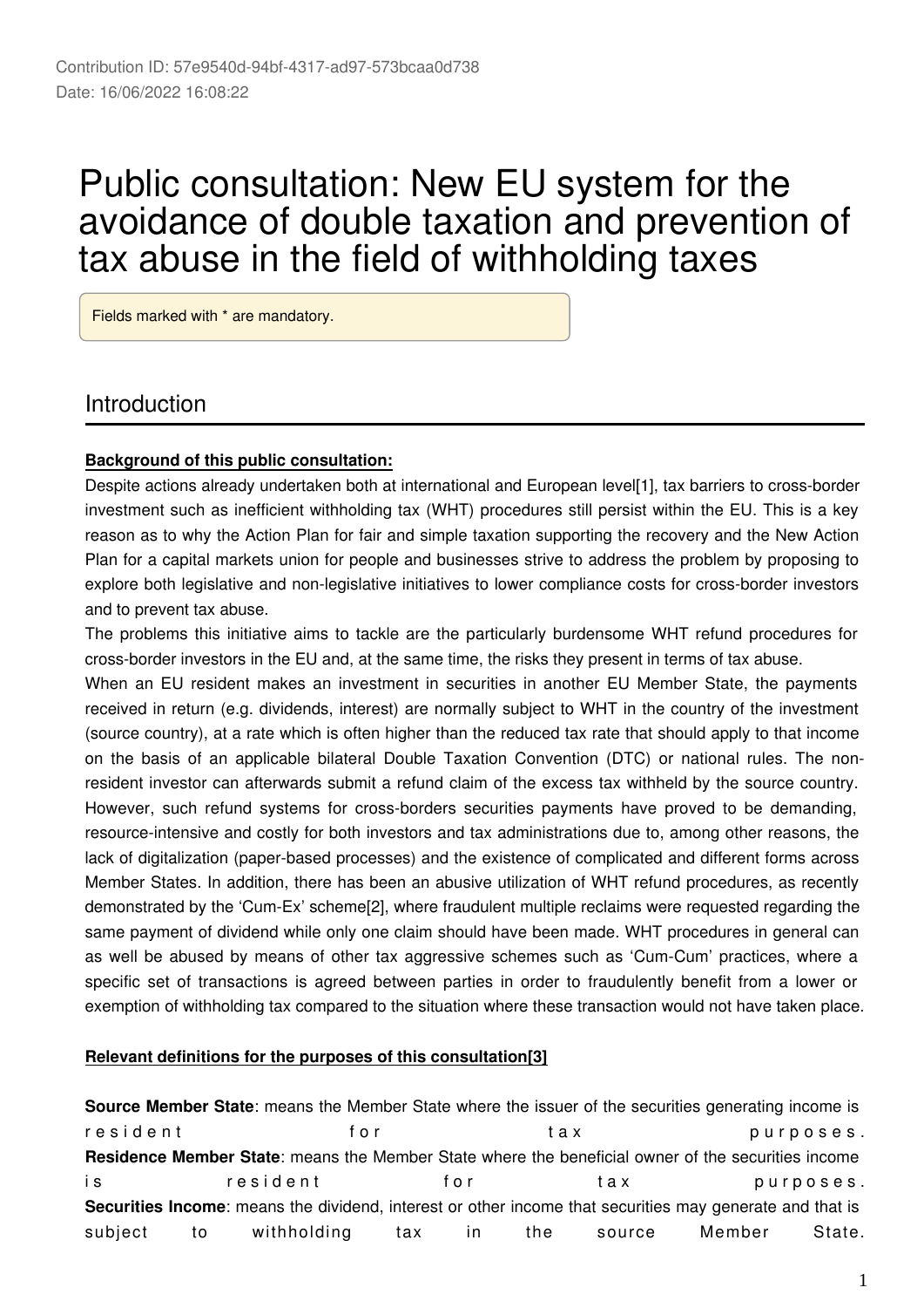Contribution ID: 57e9540d-94bf-4317-ad97-573bcaa0d738
Date: 16/06/2022 16:08:22

# Public consultation: New EU system for the avoidance of double taxation and prevention of tax abuse in the field of withholding taxes

Fields marked with * are mandatory.

## Introduction

**Background of this public consultation:**

Despite actions already undertaken both at international and European level[1], tax barriers to cross-border investment such as inefficient withholding tax (WHT) procedures still persist within the EU. This is a key reason as to why the Action Plan for fair and simple taxation supporting the recovery and the New Action Plan for a capital markets union for people and businesses strive to address the problem by proposing to explore both legislative and non-legislative initiatives to lower compliance costs for cross-border investors and to prevent tax abuse.

The problems this initiative aims to tackle are the particularly burdensome WHT refund procedures for cross-border investors in the EU and, at the same time, the risks they present in terms of tax abuse.

When an EU resident makes an investment in securities in another EU Member State, the payments received in return (e.g. dividends, interest) are normally subject to WHT in the country of the investment (source country), at a rate which is often higher than the reduced tax rate that should apply to that income on the basis of an applicable bilateral Double Taxation Convention (DTC) or national rules. The non-resident investor can afterwards submit a refund claim of the excess tax withheld by the source country. However, such refund systems for cross-borders securities payments have proved to be demanding, resource-intensive and costly for both investors and tax administrations due to, among other reasons, the lack of digitalization (paper-based processes) and the existence of complicated and different forms across Member States. In addition, there has been an abusive utilization of WHT refund procedures, as recently demonstrated by the 'Cum-Ex' scheme[2], where fraudulent multiple reclaims were requested regarding the same payment of dividend while only one claim should have been made. WHT procedures in general can as well be abused by means of other tax aggressive schemes such as 'Cum-Cum' practices, where a specific set of transactions is agreed between parties in order to fraudulently benefit from a lower or exemption of withholding tax compared to the situation where these transaction would not have taken place.

**Relevant definitions for the purposes of this consultation[3]**

**Source Member State**: means the Member State where the issuer of the securities generating income is resident for tax purposes.

**Residence Member State**: means the Member State where the beneficial owner of the securities income is resident for tax purposes.

**Securities Income**: means the dividend, interest or other income that securities may generate and that is subject to withholding tax in the source Member State.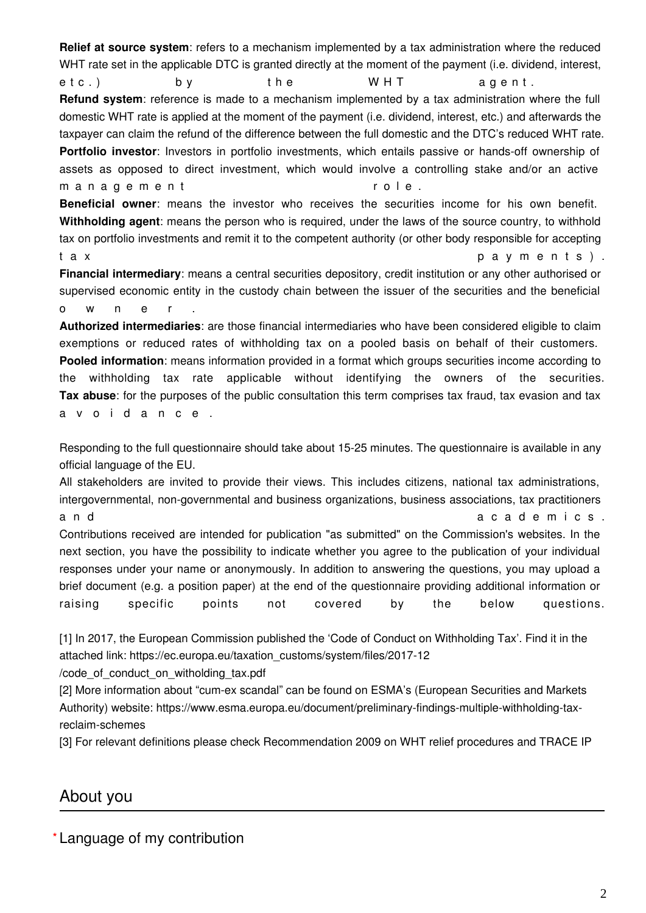**Relief at source system**: refers to a mechanism implemented by a tax administration where the reduced WHT rate set in the applicable DTC is granted directly at the moment of the payment (i.e. dividend, interest, etc.) by the WHT agent.

**Refund system**: reference is made to a mechanism implemented by a tax administration where the full domestic WHT rate is applied at the moment of the payment (i.e. dividend, interest, etc.) and afterwards the taxpayer can claim the refund of the difference between the full domestic and the DTC's reduced WHT rate.

**Portfolio investor**: Investors in portfolio investments, which entails passive or hands-off ownership of assets as opposed to direct investment, which would involve a controlling stake and/or an active management role.

**Beneficial owner**: means the investor who receives the securities income for his own benefit.

**Withholding agent**: means the person who is required, under the laws of the source country, to withhold tax on portfolio investments and remit it to the competent authority (or other body responsible for accepting tax payments).

**Financial intermediary**: means a central securities depository, credit institution or any other authorised or supervised economic entity in the custody chain between the issuer of the securities and the beneficial owner.

**Authorized intermediaries**: are those financial intermediaries who have been considered eligible to claim exemptions or reduced rates of withholding tax on a pooled basis on behalf of their customers.

**Pooled information**: means information provided in a format which groups securities income according to the withholding tax rate applicable without identifying the owners of the securities.

**Tax abuse**: for the purposes of the public consultation this term comprises tax fraud, tax evasion and tax avoidance.

Responding to the full questionnaire should take about 15-25 minutes. The questionnaire is available in any official language of the EU.

All stakeholders are invited to provide their views. This includes citizens, national tax administrations, intergovernmental, non-governmental and business organizations, business associations, tax practitioners and academics.

Contributions received are intended for publication "as submitted" on the Commission's websites. In the next section, you have the possibility to indicate whether you agree to the publication of your individual responses under your name or anonymously. In addition to answering the questions, you may upload a brief document (e.g. a position paper) at the end of the questionnaire providing additional information or raising specific points not covered by the below questions.

[1] In 2017, the European Commission published the 'Code of Conduct on Withholding Tax'. Find it in the attached link: https://ec.europa.eu/taxation_customs/system/files/2017-12/code_of_conduct_on_witholding_tax.pdf

[2] More information about "cum-ex scandal" can be found on ESMA's (European Securities and Markets Authority) website: https://www.esma.europa.eu/document/preliminary-findings-multiple-withholding-tax-reclaim-schemes

[3] For relevant definitions please check Recommendation 2009 on WHT relief procedures and TRACE IP

## About you

* Language of my contribution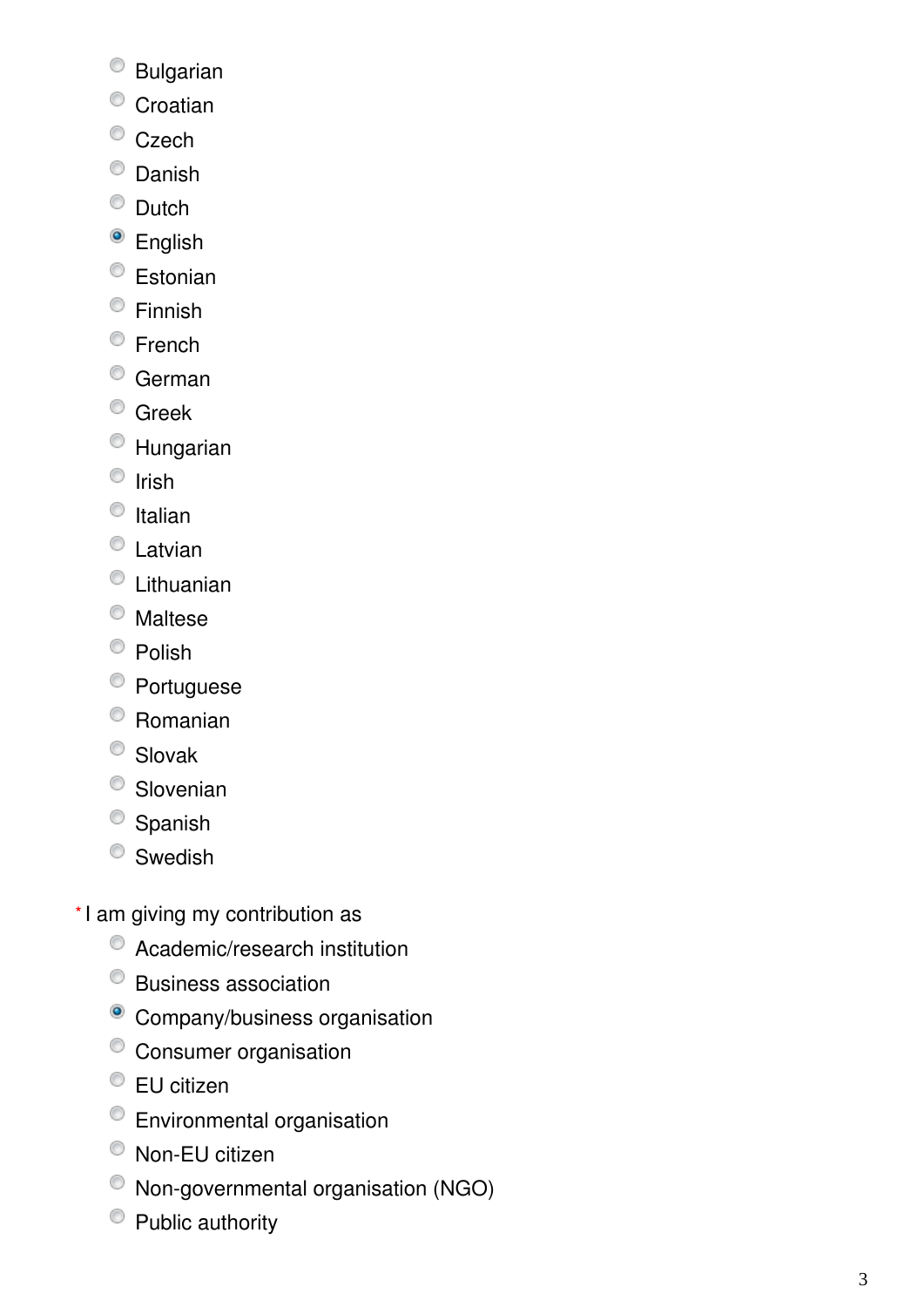- ( ) Bulgarian
- ( ) Croatian
- ( ) Czech
- ( ) Danish
- ( ) Dutch
- (•) English
- ( ) Estonian
- ( ) Finnish
- ( ) French
- ( ) German
- ( ) Greek
- ( ) Hungarian
- ( ) Irish
- ( ) Italian
- ( ) Latvian
- ( ) Lithuanian
- ( ) Maltese
- ( ) Polish
- ( ) Portuguese
- ( ) Romanian
- ( ) Slovak
- ( ) Slovenian
- ( ) Spanish
- ( ) Swedish

* I am giving my contribution as

- ( ) Academic/research institution
- ( ) Business association
- (•) Company/business organisation
- ( ) Consumer organisation
- ( ) EU citizen
- ( ) Environmental organisation
- ( ) Non-EU citizen
- ( ) Non-governmental organisation (NGO)
- ( ) Public authority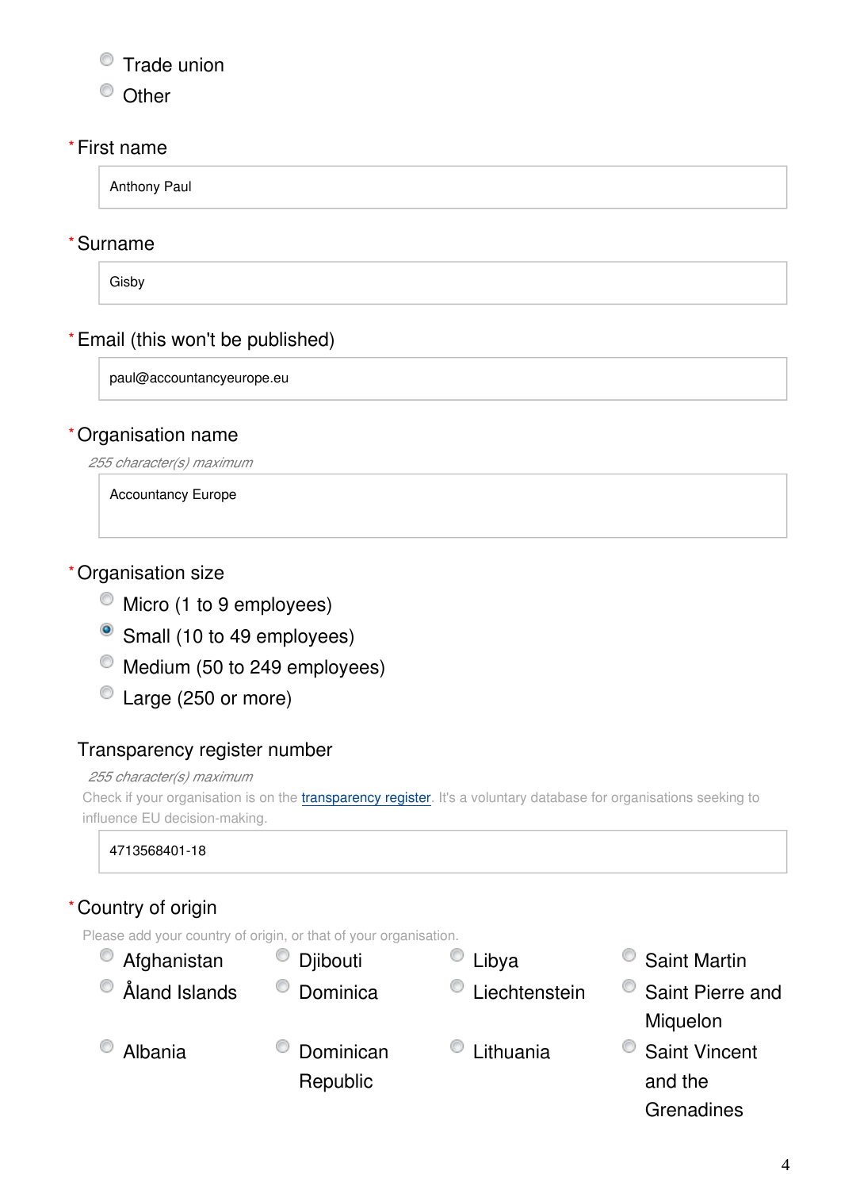- Trade union
- Other

\* First name

Anthony Paul

\* Surname

Gisby

\* Email (this won't be published)

paul@accountancyeurope.eu

\* Organisation name

*255 character(s) maximum*

Accountancy Europe

\* Organisation size

- Micro (1 to 9 employees)
- ● Small (10 to 49 employees)
- Medium (50 to 249 employees)
- Large (250 or more)

Transparency register number

*255 character(s) maximum*

Check if your organisation is on the transparency register. It's a voluntary database for organisations seeking to influence EU decision-making.

4713568401-18

\* Country of origin

Please add your country of origin, or that of your organisation.

- Afghanistan
- Åland Islands
- Albania
- Djibouti
- Dominica
- Dominican Republic
- Libya
- Liechtenstein
- Lithuania
- Saint Martin
- Saint Pierre and Miquelon
- Saint Vincent and the Grenadines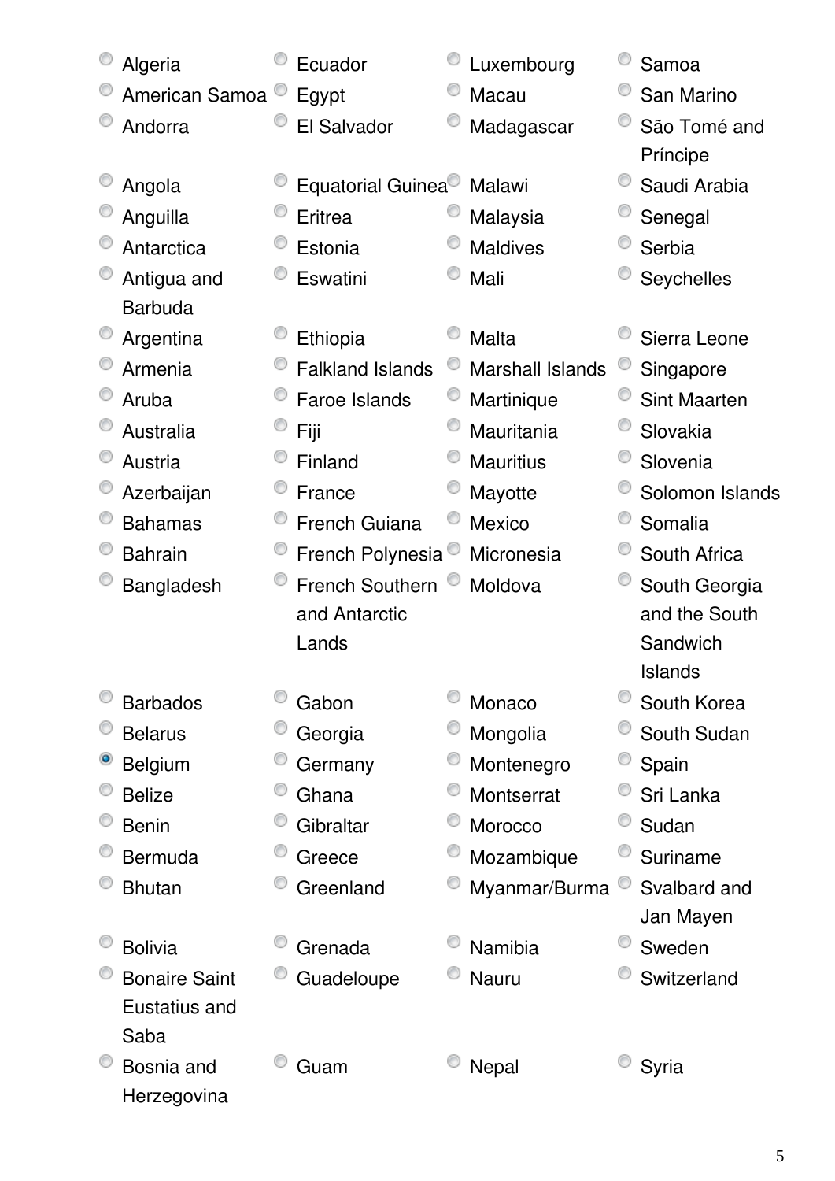- ( ) Algeria
- ( ) American Samoa
- ( ) Andorra
- ( ) Angola
- ( ) Anguilla
- ( ) Antarctica
- ( ) Antigua and Barbuda
- ( ) Argentina
- ( ) Armenia
- ( ) Aruba
- ( ) Australia
- ( ) Austria
- ( ) Azerbaijan
- ( ) Bahamas
- ( ) Bahrain
- ( ) Bangladesh
- ( ) Barbados
- ( ) Belarus
- (•) Belgium
- ( ) Belize
- ( ) Benin
- ( ) Bermuda
- ( ) Bhutan
- ( ) Bolivia
- ( ) Bonaire Saint Eustatius and Saba
- ( ) Bosnia and Herzegovina
- ( ) Ecuador
- ( ) Egypt
- ( ) El Salvador
- ( ) Equatorial Guinea
- ( ) Eritrea
- ( ) Estonia
- ( ) Eswatini
- ( ) Ethiopia
- ( ) Falkland Islands
- ( ) Faroe Islands
- ( ) Fiji
- ( ) Finland
- ( ) France
- ( ) French Guiana
- ( ) French Polynesia
- ( ) French Southern and Antarctic Lands
- ( ) Gabon
- ( ) Georgia
- ( ) Germany
- ( ) Ghana
- ( ) Gibraltar
- ( ) Greece
- ( ) Greenland
- ( ) Grenada
- ( ) Guadeloupe
- ( ) Guam
- ( ) Luxembourg
- ( ) Macau
- ( ) Madagascar
- ( ) Malawi
- ( ) Malaysia
- ( ) Maldives
- ( ) Mali
- ( ) Malta
- ( ) Marshall Islands
- ( ) Martinique
- ( ) Mauritania
- ( ) Mauritius
- ( ) Mayotte
- ( ) Mexico
- ( ) Micronesia
- ( ) Moldova
- ( ) Monaco
- ( ) Mongolia
- ( ) Montenegro
- ( ) Montserrat
- ( ) Morocco
- ( ) Mozambique
- ( ) Myanmar/Burma
- ( ) Namibia
- ( ) Nauru
- ( ) Nepal
- ( ) Samoa
- ( ) San Marino
- ( ) São Tomé and Príncipe
- ( ) Saudi Arabia
- ( ) Senegal
- ( ) Serbia
- ( ) Seychelles
- ( ) Sierra Leone
- ( ) Singapore
- ( ) Sint Maarten
- ( ) Slovakia
- ( ) Slovenia
- ( ) Solomon Islands
- ( ) Somalia
- ( ) South Africa
- ( ) South Georgia and the South Sandwich Islands
- ( ) South Korea
- ( ) South Sudan
- ( ) Spain
- ( ) Sri Lanka
- ( ) Sudan
- ( ) Suriname
- ( ) Svalbard and Jan Mayen
- ( ) Sweden
- ( ) Switzerland
- ( ) Syria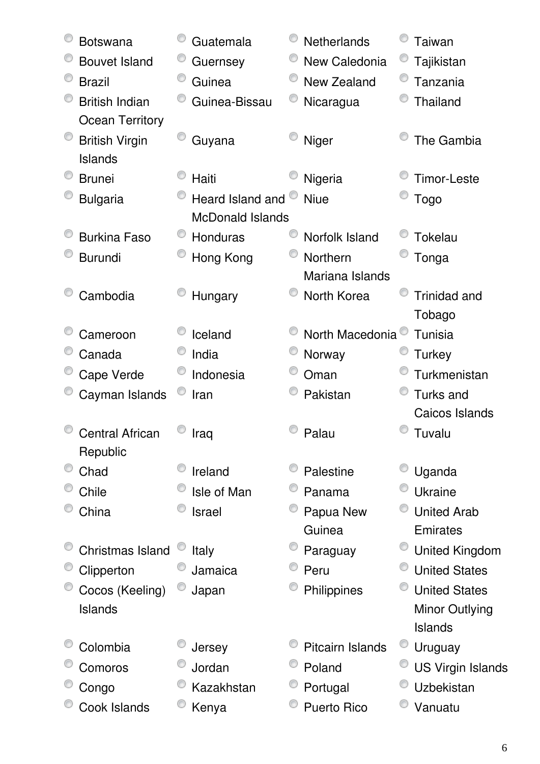- Botswana
- Bouvet Island
- Brazil
- British Indian Ocean Territory
- British Virgin Islands
- Brunei
- Bulgaria
- Burkina Faso
- Burundi
- Cambodia
- Cameroon
- Canada
- Cape Verde
- Cayman Islands
- Central African Republic
- Chad
- Chile
- China
- Christmas Island
- Clipperton
- Cocos (Keeling) Islands
- Colombia
- Comoros
- Congo
- Cook Islands
- Guatemala
- Guernsey
- Guinea
- Guinea-Bissau
- Guyana
- Haiti
- Heard Island and McDonald Islands
- Honduras
- Hong Kong
- Hungary
- Iceland
- India
- Indonesia
- Iran
- Iraq
- Ireland
- Isle of Man
- Israel
- Italy
- Jamaica
- Japan
- Jersey
- Jordan
- Kazakhstan
- Kenya
- Netherlands
- New Caledonia
- New Zealand
- Nicaragua
- Niger
- Nigeria
- Niue
- Norfolk Island
- Northern Mariana Islands
- North Korea
- North Macedonia
- Norway
- Oman
- Pakistan
- Palau
- Palestine
- Panama
- Papua New Guinea
- Paraguay
- Peru
- Philippines
- Pitcairn Islands
- Poland
- Portugal
- Puerto Rico
- Taiwan
- Tajikistan
- Tanzania
- Thailand
- The Gambia
- Timor-Leste
- Togo
- Tokelau
- Tonga
- Trinidad and Tobago
- Tunisia
- Turkey
- Turkmenistan
- Turks and Caicos Islands
- Tuvalu
- Uganda
- Ukraine
- United Arab Emirates
- United Kingdom
- United States
- United States Minor Outlying Islands
- Uruguay
- US Virgin Islands
- Uzbekistan
- Vanuatu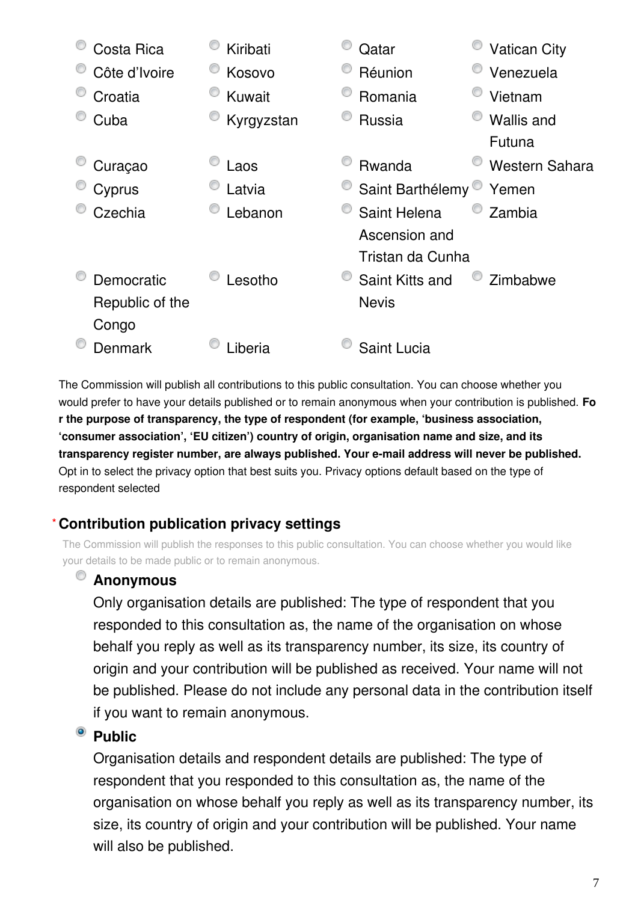| | | | |
|---|---|---|---|
| Costa Rica | Kiribati | Qatar | Vatican City |
| Côte d'Ivoire | Kosovo | Réunion | Venezuela |
| Croatia | Kuwait | Romania | Vietnam |
| Cuba | Kyrgyzstan | Russia | Wallis and Futuna |
| Curaçao | Laos | Rwanda | Western Sahara |
| Cyprus | Latvia | Saint Barthélemy | Yemen |
| Czechia | Lebanon | Saint Helena Ascension and Tristan da Cunha | Zambia |
| Democratic Republic of the Congo | Lesotho | Saint Kitts and Nevis | Zimbabwe |
| Denmark | Liberia | Saint Lucia | |

The Commission will publish all contributions to this public consultation. You can choose whether you would prefer to have your details published or to remain anonymous when your contribution is published. **For the purpose of transparency, the type of respondent (for example, 'business association, 'consumer association', 'EU citizen') country of origin, organisation name and size, and its transparency register number, are always published. Your e-mail address will never be published.** Opt in to select the privacy option that best suits you. Privacy options default based on the type of respondent selected

### * Contribution publication privacy settings

The Commission will publish the responses to this public consultation. You can choose whether you would like your details to be made public or to remain anonymous.

- **Anonymous**
  Only organisation details are published: The type of respondent that you responded to this consultation as, the name of the organisation on whose behalf you reply as well as its transparency number, its size, its country of origin and your contribution will be published as received. Your name will not be published. Please do not include any personal data in the contribution itself if you want to remain anonymous.
- **Public** (selected)
  Organisation details and respondent details are published: The type of respondent that you responded to this consultation as, the name of the organisation on whose behalf you reply as well as its transparency number, its size, its country of origin and your contribution will be published. Your name will also be published.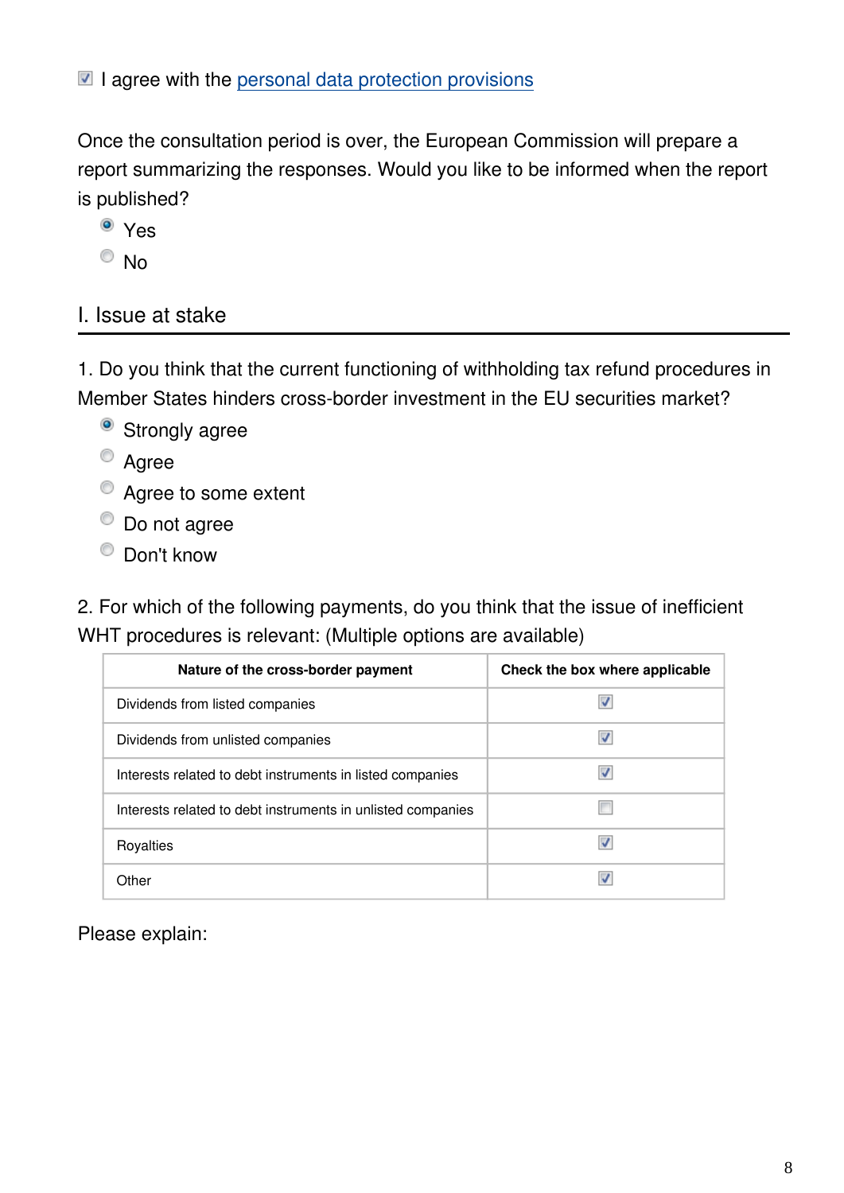☑ I agree with the personal data protection provisions

Once the consultation period is over, the European Commission will prepare a report summarizing the responses. Would you like to be informed when the report is published?

- ◉ Yes
- ○ No

## I. Issue at stake

1. Do you think that the current functioning of withholding tax refund procedures in Member States hinders cross-border investment in the EU securities market?

- ◉ Strongly agree
- ○ Agree
- ○ Agree to some extent
- ○ Do not agree
- ○ Don't know

2. For which of the following payments, do you think that the issue of inefficient WHT procedures is relevant: (Multiple options are available)

| Nature of the cross-border payment | Check the box where applicable |
|---|---|
| Dividends from listed companies | ☑ |
| Dividends from unlisted companies | ☑ |
| Interests related to debt instruments in listed companies | ☑ |
| Interests related to debt instruments in unlisted companies | ☐ |
| Royalties | ☑ |
| Other | ☑ |

Please explain: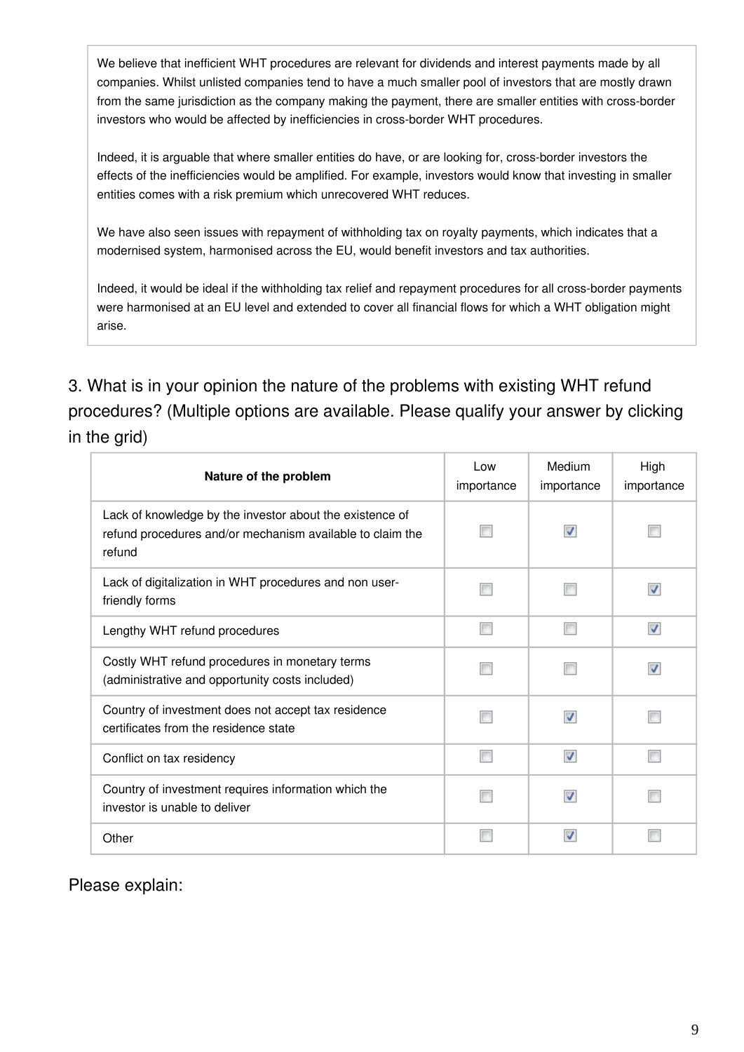We believe that inefficient WHT procedures are relevant for dividends and interest payments made by all companies. Whilst unlisted companies tend to have a much smaller pool of investors that are mostly drawn from the same jurisdiction as the company making the payment, there are smaller entities with cross-border investors who would be affected by inefficiencies in cross-border WHT procedures.

Indeed, it is arguable that where smaller entities do have, or are looking for, cross-border investors the effects of the inefficiencies would be amplified. For example, investors would know that investing in smaller entities comes with a risk premium which unrecovered WHT reduces.

We have also seen issues with repayment of withholding tax on royalty payments, which indicates that a modernised system, harmonised across the EU, would benefit investors and tax authorities.

Indeed, it would be ideal if the withholding tax relief and repayment procedures for all cross-border payments were harmonised at an EU level and extended to cover all financial flows for which a WHT obligation might arise.

3. What is in your opinion the nature of the problems with existing WHT refund procedures? (Multiple options are available. Please qualify your answer by clicking in the grid)

| Nature of the problem | Low importance | Medium importance | High importance |
|---|---|---|---|
| Lack of knowledge by the investor about the existence of refund procedures and/or mechanism available to claim the refund | ☐ | ☑ | ☐ |
| Lack of digitalization in WHT procedures and non user-friendly forms | ☐ | ☐ | ☑ |
| Lengthy WHT refund procedures | ☐ | ☐ | ☑ |
| Costly WHT refund procedures in monetary terms (administrative and opportunity costs included) | ☐ | ☐ | ☑ |
| Country of investment does not accept tax residence certificates from the residence state | ☐ | ☑ | ☐ |
| Conflict on tax residency | ☐ | ☑ | ☐ |
| Country of investment requires information which the investor is unable to deliver | ☐ | ☑ | ☐ |
| Other | ☐ | ☑ | ☐ |

Please explain: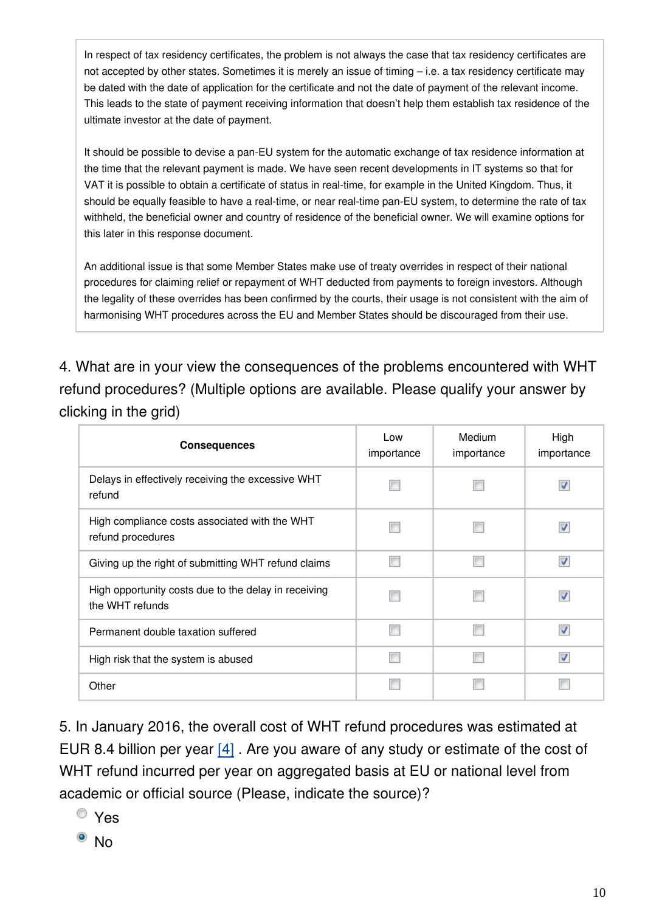In respect of tax residency certificates, the problem is not always the case that tax residency certificates are not accepted by other states. Sometimes it is merely an issue of timing – i.e. a tax residency certificate may be dated with the date of application for the certificate and not the date of payment of the relevant income. This leads to the state of payment receiving information that doesn't help them establish tax residence of the ultimate investor at the date of payment.

It should be possible to devise a pan-EU system for the automatic exchange of tax residence information at the time that the relevant payment is made. We have seen recent developments in IT systems so that for VAT it is possible to obtain a certificate of status in real-time, for example in the United Kingdom. Thus, it should be equally feasible to have a real-time, or near real-time pan-EU system, to determine the rate of tax withheld, the beneficial owner and country of residence of the beneficial owner. We will examine options for this later in this response document.

An additional issue is that some Member States make use of treaty overrides in respect of their national procedures for claiming relief or repayment of WHT deducted from payments to foreign investors. Although the legality of these overrides has been confirmed by the courts, their usage is not consistent with the aim of harmonising WHT procedures across the EU and Member States should be discouraged from their use.

4. What are in your view the consequences of the problems encountered with WHT refund procedures? (Multiple options are available. Please qualify your answer by clicking in the grid)

| Consequences | Low importance | Medium importance | High importance |
|---|---|---|---|
| Delays in effectively receiving the excessive WHT refund | ☐ | ☐ | ☑ |
| High compliance costs associated with the WHT refund procedures | ☐ | ☐ | ☑ |
| Giving up the right of submitting WHT refund claims | ☐ | ☐ | ☑ |
| High opportunity costs due to the delay in receiving the WHT refunds | ☐ | ☐ | ☑ |
| Permanent double taxation suffered | ☐ | ☐ | ☑ |
| High risk that the system is abused | ☐ | ☐ | ☑ |
| Other | ☐ | ☐ | ☐ |

5. In January 2016, the overall cost of WHT refund procedures was estimated at EUR 8.4 billion per year [4] . Are you aware of any study or estimate of the cost of WHT refund incurred per year on aggregated basis at EU or national level from academic or official source (Please, indicate the source)?

- ○ Yes
- ◉ No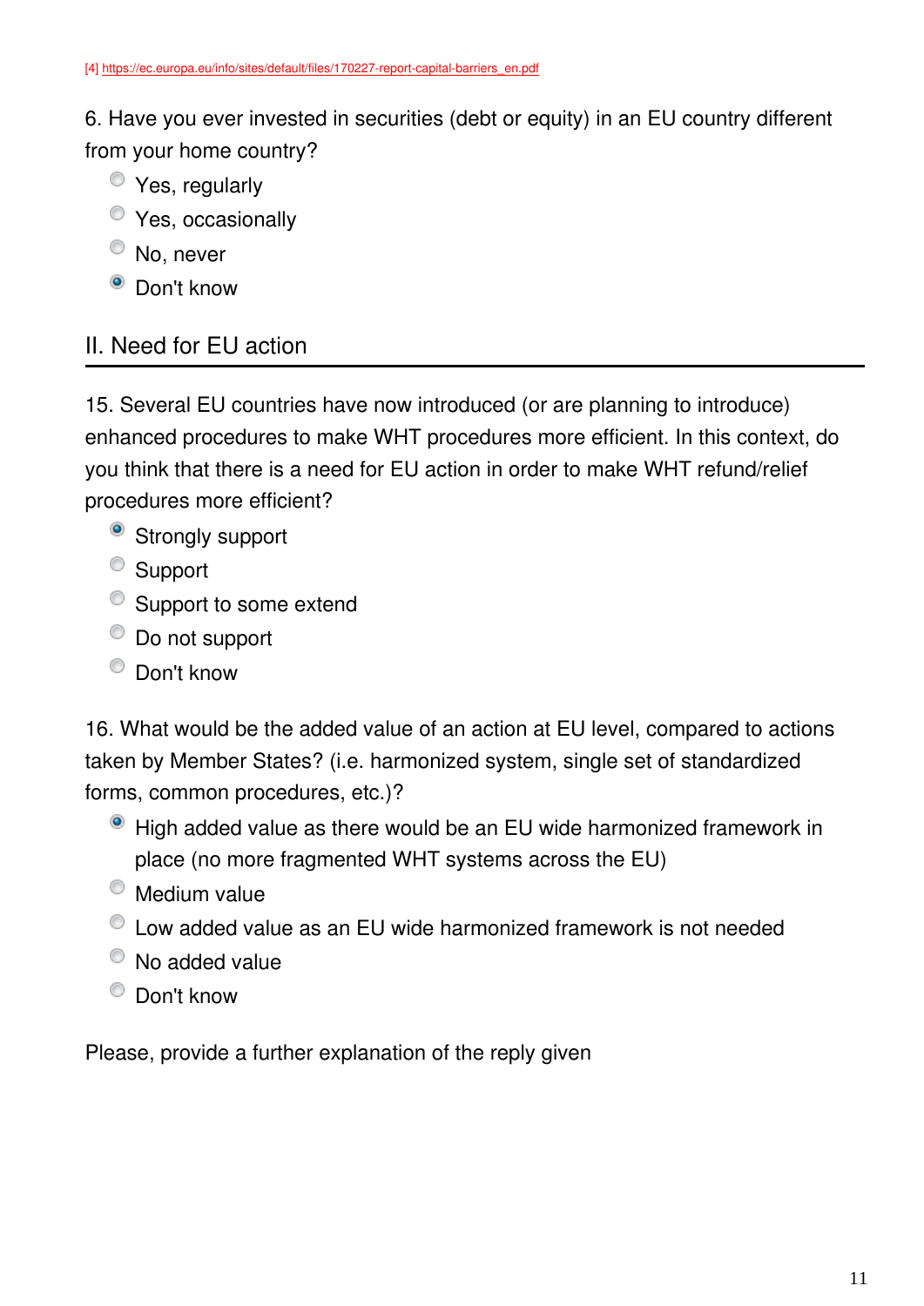[4] https://ec.europa.eu/info/sites/default/files/170227-report-capital-barriers_en.pdf

6. Have you ever invested in securities (debt or equity) in an EU country different from your home country?

- Yes, regularly
- Yes, occasionally
- No, never
- ◉ Don't know

## II. Need for EU action

15. Several EU countries have now introduced (or are planning to introduce) enhanced procedures to make WHT procedures more efficient. In this context, do you think that there is a need for EU action in order to make WHT refund/relief procedures more efficient?

- ◉ Strongly support
- Support
- Support to some extend
- Do not support
- Don't know

16. What would be the added value of an action at EU level, compared to actions taken by Member States? (i.e. harmonized system, single set of standardized forms, common procedures, etc.)?

- ◉ High added value as there would be an EU wide harmonized framework in place (no more fragmented WHT systems across the EU)
- Medium value
- Low added value as an EU wide harmonized framework is not needed
- No added value
- Don't know

Please, provide a further explanation of the reply given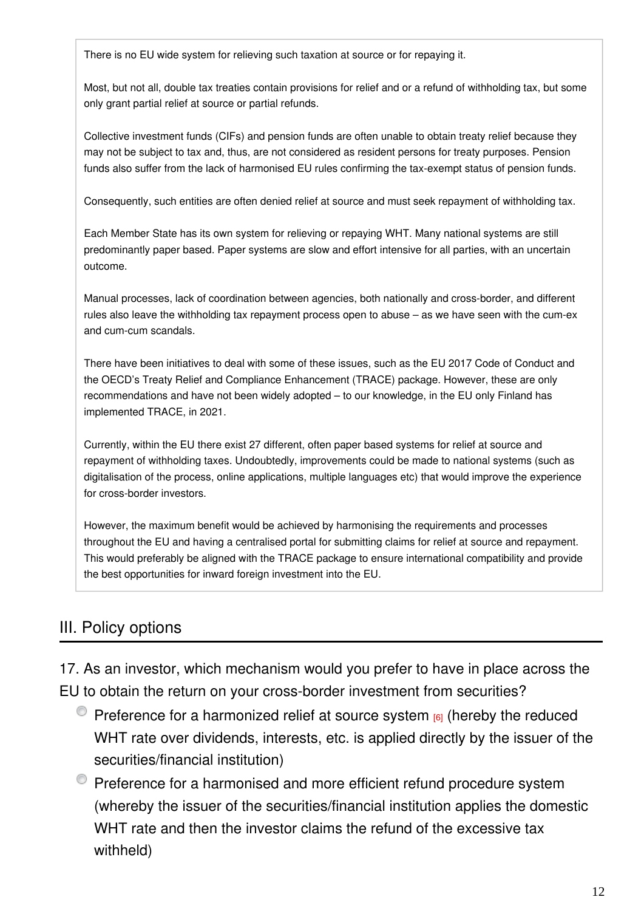There is no EU wide system for relieving such taxation at source or for repaying it.

Most, but not all, double tax treaties contain provisions for relief and or a refund of withholding tax, but some only grant partial relief at source or partial refunds.

Collective investment funds (CIFs) and pension funds are often unable to obtain treaty relief because they may not be subject to tax and, thus, are not considered as resident persons for treaty purposes. Pension funds also suffer from the lack of harmonised EU rules confirming the tax-exempt status of pension funds.

Consequently, such entities are often denied relief at source and must seek repayment of withholding tax.

Each Member State has its own system for relieving or repaying WHT. Many national systems are still predominantly paper based. Paper systems are slow and effort intensive for all parties, with an uncertain outcome.

Manual processes, lack of coordination between agencies, both nationally and cross-border, and different rules also leave the withholding tax repayment process open to abuse – as we have seen with the cum-ex and cum-cum scandals.

There have been initiatives to deal with some of these issues, such as the EU 2017 Code of Conduct and the OECD's Treaty Relief and Compliance Enhancement (TRACE) package. However, these are only recommendations and have not been widely adopted – to our knowledge, in the EU only Finland has implemented TRACE, in 2021.

Currently, within the EU there exist 27 different, often paper based systems for relief at source and repayment of withholding taxes. Undoubtedly, improvements could be made to national systems (such as digitalisation of the process, online applications, multiple languages etc) that would improve the experience for cross-border investors.

However, the maximum benefit would be achieved by harmonising the requirements and processes throughout the EU and having a centralised portal for submitting claims for relief at source and repayment. This would preferably be aligned with the TRACE package to ensure international compatibility and provide the best opportunities for inward foreign investment into the EU.

## III. Policy options

17. As an investor, which mechanism would you prefer to have in place across the EU to obtain the return on your cross-border investment from securities?

- Preference for a harmonized relief at source system [6] (hereby the reduced WHT rate over dividends, interests, etc. is applied directly by the issuer of the securities/financial institution)
- Preference for a harmonised and more efficient refund procedure system (whereby the issuer of the securities/financial institution applies the domestic WHT rate and then the investor claims the refund of the excessive tax withheld)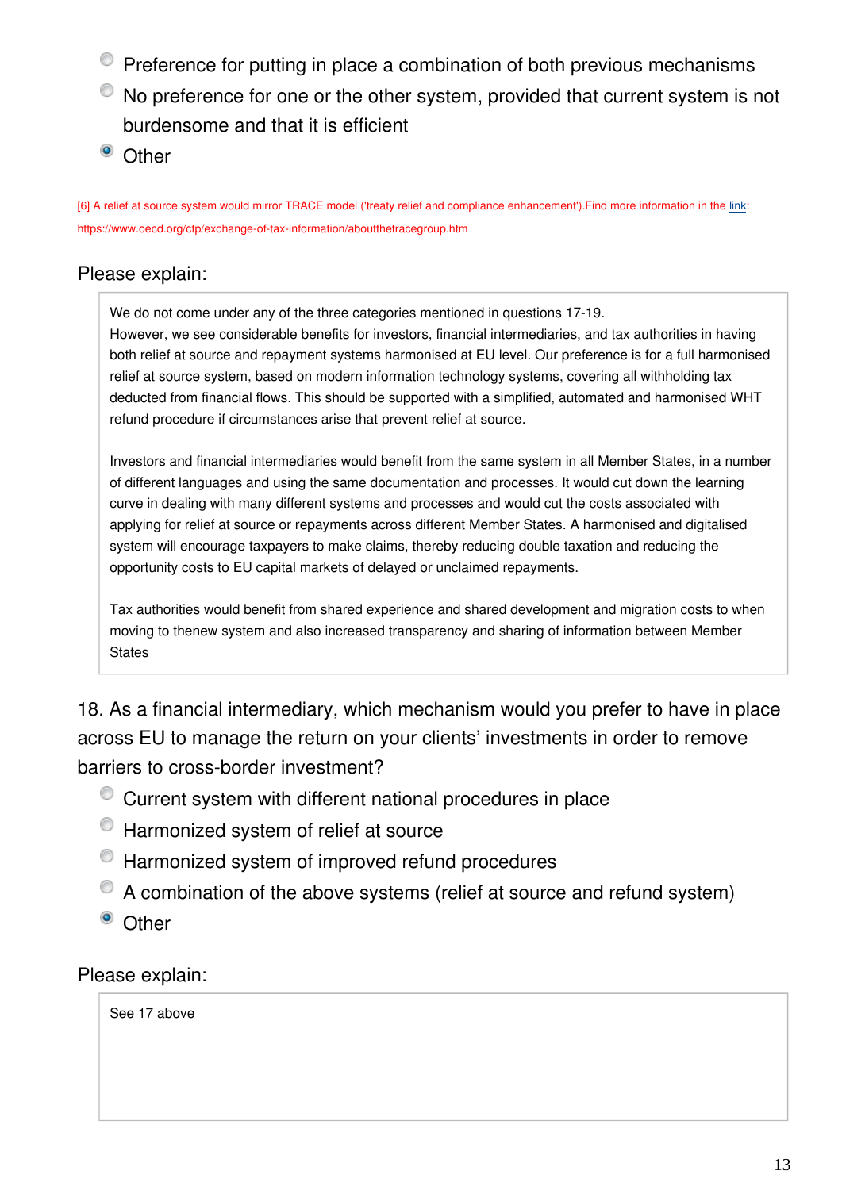- ○ Preference for putting in place a combination of both previous mechanisms
- ○ No preference for one or the other system, provided that current system is not burdensome and that it is efficient
- ◉ Other

[6] A relief at source system would mirror TRACE model ('treaty relief and compliance enhancement').Find more information in the link: https://www.oecd.org/ctp/exchange-of-tax-information/aboutthetracegroup.htm

Please explain:

We do not come under any of the three categories mentioned in questions 17-19.
However, we see considerable benefits for investors, financial intermediaries, and tax authorities in having both relief at source and repayment systems harmonised at EU level. Our preference is for a full harmonised relief at source system, based on modern information technology systems, covering all withholding tax deducted from financial flows. This should be supported with a simplified, automated and harmonised WHT refund procedure if circumstances arise that prevent relief at source.

Investors and financial intermediaries would benefit from the same system in all Member States, in a number of different languages and using the same documentation and processes. It would cut down the learning curve in dealing with many different systems and processes and would cut the costs associated with applying for relief at source or repayments across different Member States. A harmonised and digitalised system will encourage taxpayers to make claims, thereby reducing double taxation and reducing the opportunity costs to EU capital markets of delayed or unclaimed repayments.

Tax authorities would benefit from shared experience and shared development and migration costs to when moving to thenew system and also increased transparency and sharing of information between Member States

18. As a financial intermediary, which mechanism would you prefer to have in place across EU to manage the return on your clients' investments in order to remove barriers to cross-border investment?

- ○ Current system with different national procedures in place
- ○ Harmonized system of relief at source
- ○ Harmonized system of improved refund procedures
- ○ A combination of the above systems (relief at source and refund system)
- ◉ Other

Please explain:

See 17 above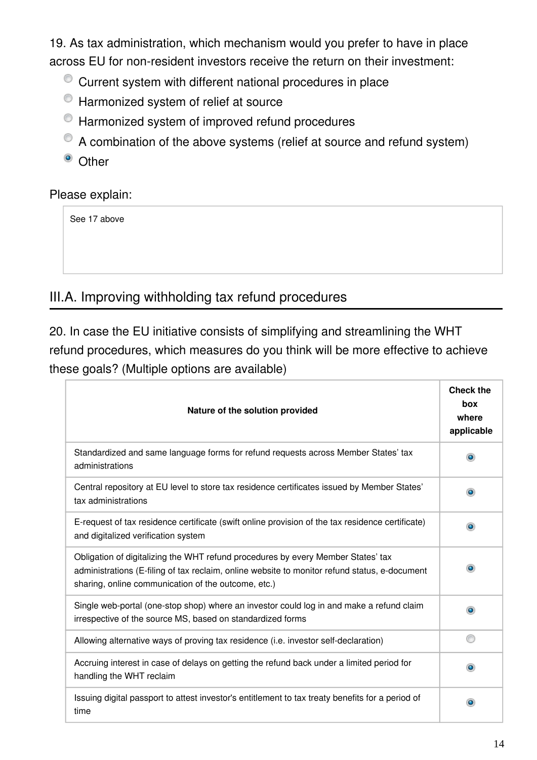19. As tax administration, which mechanism would you prefer to have in place across EU for non-resident investors receive the return on their investment:

- ○ Current system with different national procedures in place
- ○ Harmonized system of relief at source
- ○ Harmonized system of improved refund procedures
- ○ A combination of the above systems (relief at source and refund system)
- ◉ Other

Please explain:

See 17 above

## III.A. Improving withholding tax refund procedures

20. In case the EU initiative consists of simplifying and streamlining the WHT refund procedures, which measures do you think will be more effective to achieve these goals? (Multiple options are available)

| Nature of the solution provided | Check the box where applicable |
|---|---|
| Standardized and same language forms for refund requests across Member States' tax administrations | ◉ |
| Central repository at EU level to store tax residence certificates issued by Member States' tax administrations | ◉ |
| E-request of tax residence certificate (swift online provision of the tax residence certificate) and digitalized verification system | ◉ |
| Obligation of digitalizing the WHT refund procedures by every Member States' tax administrations (E-filing of tax reclaim, online website to monitor refund status, e-document sharing, online communication of the outcome, etc.) | ◉ |
| Single web-portal (one-stop shop) where an investor could log in and make a refund claim irrespective of the source MS, based on standardized forms | ◉ |
| Allowing alternative ways of proving tax residence (i.e. investor self-declaration) | ○ |
| Accruing interest in case of delays on getting the refund back under a limited period for handling the WHT reclaim | ◉ |
| Issuing digital passport to attest investor's entitlement to tax treaty benefits for a period of time | ◉ |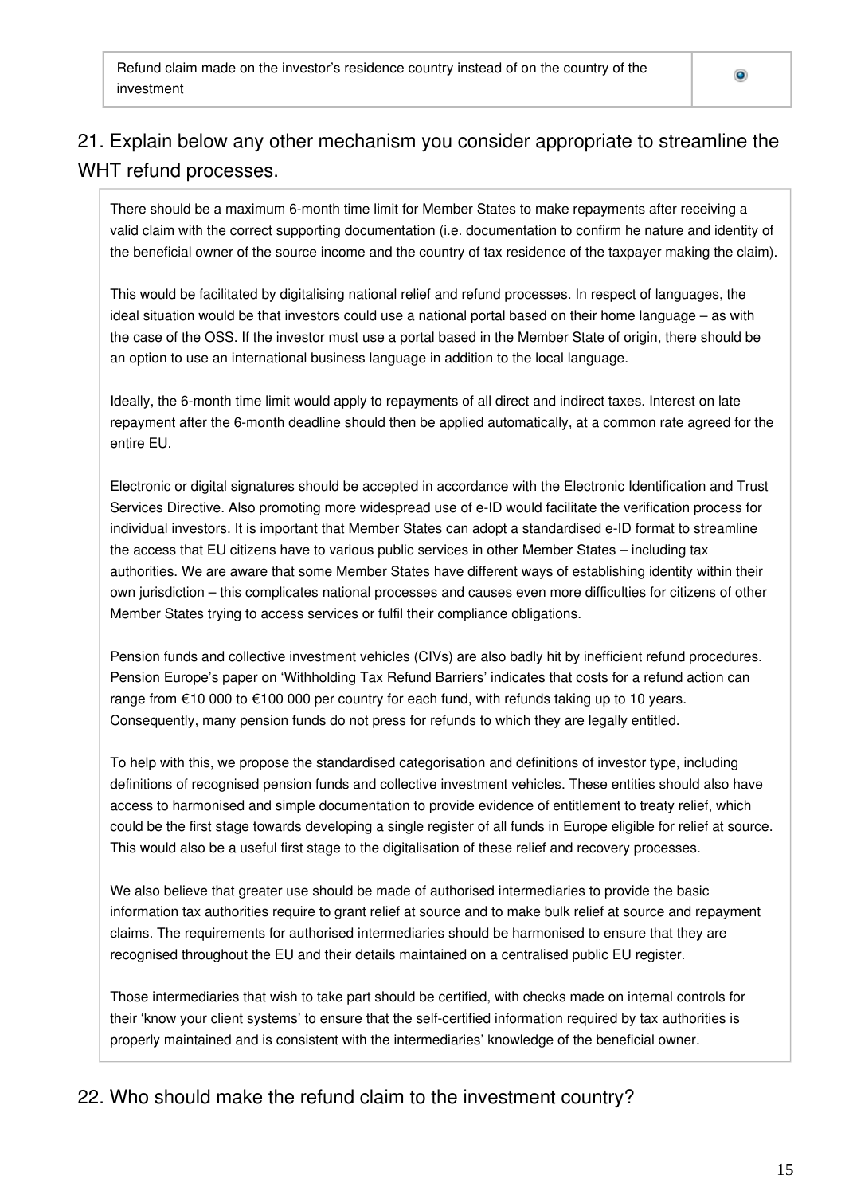| Refund claim made on the investor's residence country instead of on the country of the investment | ◉ |
|---|---|

## 21. Explain below any other mechanism you consider appropriate to streamline the WHT refund processes.

There should be a maximum 6-month time limit for Member States to make repayments after receiving a valid claim with the correct supporting documentation (i.e. documentation to confirm he nature and identity of the beneficial owner of the source income and the country of tax residence of the taxpayer making the claim).

This would be facilitated by digitalising national relief and refund processes. In respect of languages, the ideal situation would be that investors could use a national portal based on their home language – as with the case of the OSS. If the investor must use a portal based in the Member State of origin, there should be an option to use an international business language in addition to the local language.

Ideally, the 6-month time limit would apply to repayments of all direct and indirect taxes. Interest on late repayment after the 6-month deadline should then be applied automatically, at a common rate agreed for the entire EU.

Electronic or digital signatures should be accepted in accordance with the Electronic Identification and Trust Services Directive. Also promoting more widespread use of e-ID would facilitate the verification process for individual investors. It is important that Member States can adopt a standardised e-ID format to streamline the access that EU citizens have to various public services in other Member States – including tax authorities. We are aware that some Member States have different ways of establishing identity within their own jurisdiction – this complicates national processes and causes even more difficulties for citizens of other Member States trying to access services or fulfil their compliance obligations.

Pension funds and collective investment vehicles (CIVs) are also badly hit by inefficient refund procedures. Pension Europe's paper on 'Withholding Tax Refund Barriers' indicates that costs for a refund action can range from €10 000 to €100 000 per country for each fund, with refunds taking up to 10 years. Consequently, many pension funds do not press for refunds to which they are legally entitled.

To help with this, we propose the standardised categorisation and definitions of investor type, including definitions of recognised pension funds and collective investment vehicles. These entities should also have access to harmonised and simple documentation to provide evidence of entitlement to treaty relief, which could be the first stage towards developing a single register of all funds in Europe eligible for relief at source. This would also be a useful first stage to the digitalisation of these relief and recovery processes.

We also believe that greater use should be made of authorised intermediaries to provide the basic information tax authorities require to grant relief at source and to make bulk relief at source and repayment claims. The requirements for authorised intermediaries should be harmonised to ensure that they are recognised throughout the EU and their details maintained on a centralised public EU register.

Those intermediaries that wish to take part should be certified, with checks made on internal controls for their 'know your client systems' to ensure that the self-certified information required by tax authorities is properly maintained and is consistent with the intermediaries' knowledge of the beneficial owner.

## 22. Who should make the refund claim to the investment country?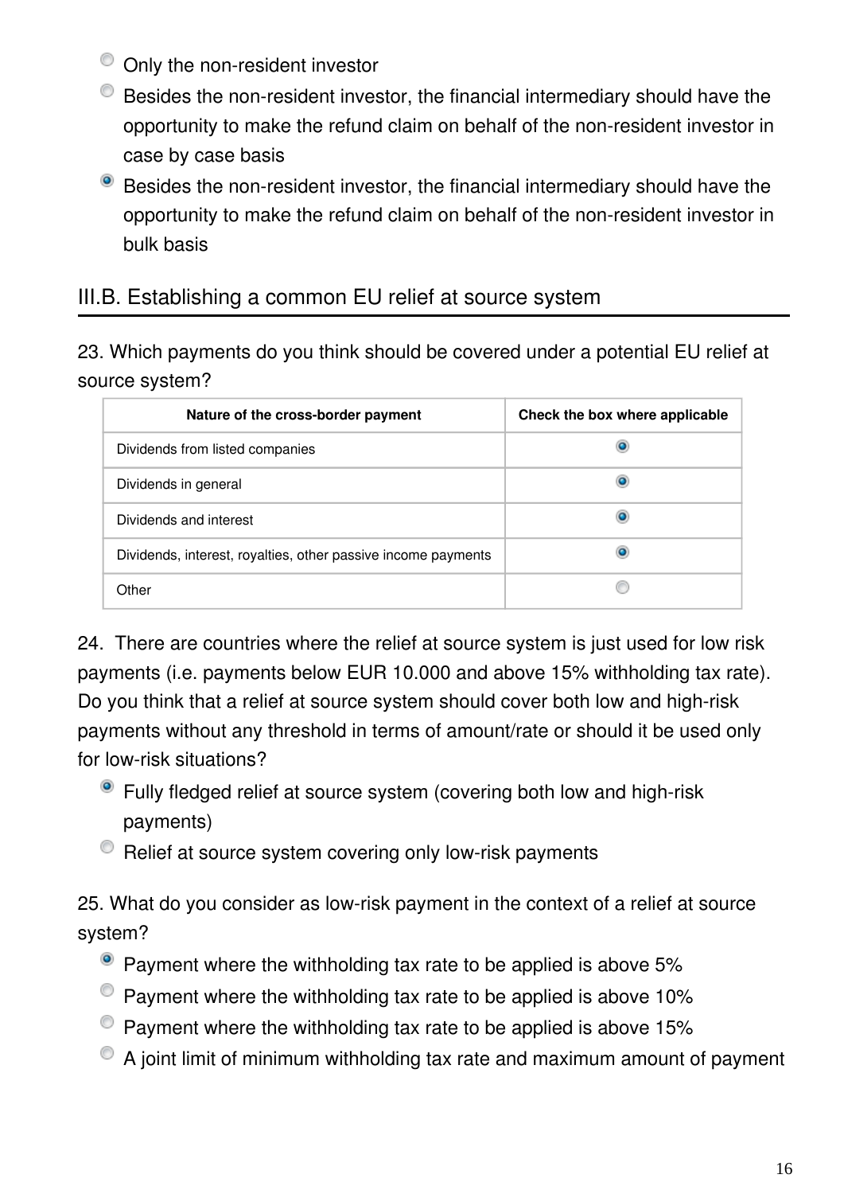- ○ Only the non-resident investor
- ○ Besides the non-resident investor, the financial intermediary should have the opportunity to make the refund claim on behalf of the non-resident investor in case by case basis
- ◉ Besides the non-resident investor, the financial intermediary should have the opportunity to make the refund claim on behalf of the non-resident investor in bulk basis

## III.B. Establishing a common EU relief at source system

23. Which payments do you think should be covered under a potential EU relief at source system?

| Nature of the cross-border payment | Check the box where applicable |
| --- | --- |
| Dividends from listed companies | ◉ |
| Dividends in general | ◉ |
| Dividends and interest | ◉ |
| Dividends, interest, royalties, other passive income payments | ◉ |
| Other | ○ |

24. There are countries where the relief at source system is just used for low risk payments (i.e. payments below EUR 10.000 and above 15% withholding tax rate). Do you think that a relief at source system should cover both low and high-risk payments without any threshold in terms of amount/rate or should it be used only for low-risk situations?

- ◉ Fully fledged relief at source system (covering both low and high-risk payments)
- ○ Relief at source system covering only low-risk payments

25. What do you consider as low-risk payment in the context of a relief at source system?

- ◉ Payment where the withholding tax rate to be applied is above 5%
- ○ Payment where the withholding tax rate to be applied is above 10%
- ○ Payment where the withholding tax rate to be applied is above 15%
- ○ A joint limit of minimum withholding tax rate and maximum amount of payment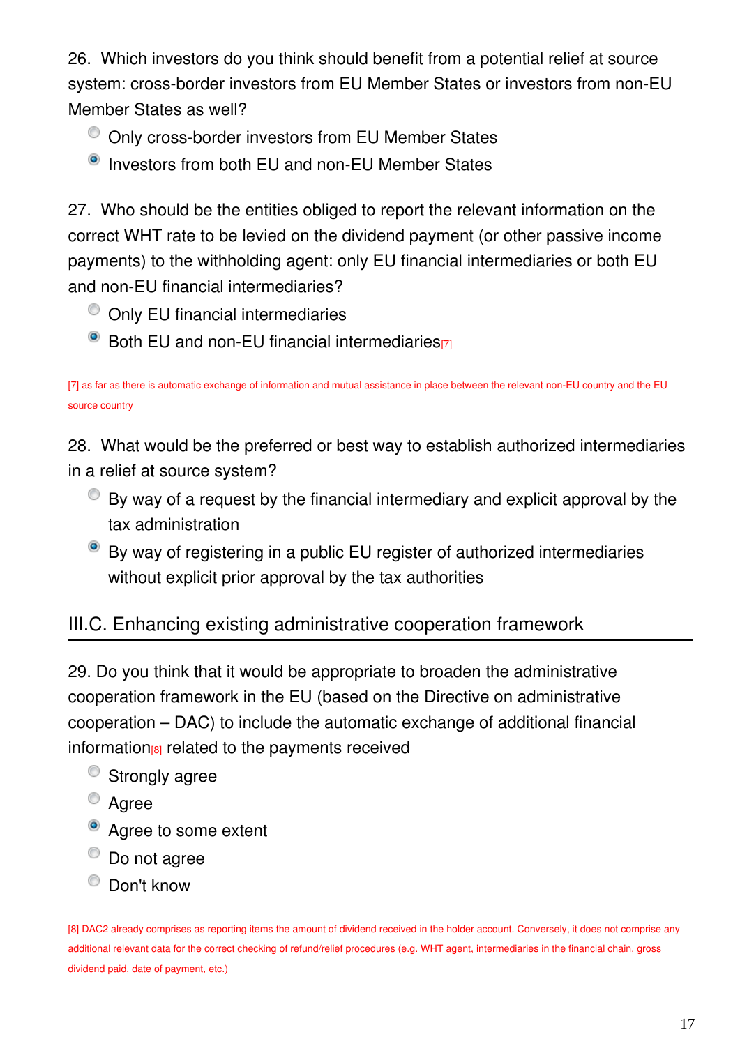26. Which investors do you think should benefit from a potential relief at source system: cross-border investors from EU Member States or investors from non-EU Member States as well?

- ○ Only cross-border investors from EU Member States
- ● Investors from both EU and non-EU Member States

27. Who should be the entities obliged to report the relevant information on the correct WHT rate to be levied on the dividend payment (or other passive income payments) to the withholding agent: only EU financial intermediaries or both EU and non-EU financial intermediaries?

- ○ Only EU financial intermediaries
- ● Both EU and non-EU financial intermediaries[7]

[7] as far as there is automatic exchange of information and mutual assistance in place between the relevant non-EU country and the EU source country

28. What would be the preferred or best way to establish authorized intermediaries in a relief at source system?

- ○ By way of a request by the financial intermediary and explicit approval by the tax administration
- ● By way of registering in a public EU register of authorized intermediaries without explicit prior approval by the tax authorities

## III.C. Enhancing existing administrative cooperation framework

29. Do you think that it would be appropriate to broaden the administrative cooperation framework in the EU (based on the Directive on administrative cooperation – DAC) to include the automatic exchange of additional financial information[8] related to the payments received

- ○ Strongly agree
- ○ Agree
- ● Agree to some extent
- ○ Do not agree
- ○ Don't know

[8] DAC2 already comprises as reporting items the amount of dividend received in the holder account. Conversely, it does not comprise any additional relevant data for the correct checking of refund/relief procedures (e.g. WHT agent, intermediaries in the financial chain, gross dividend paid, date of payment, etc.)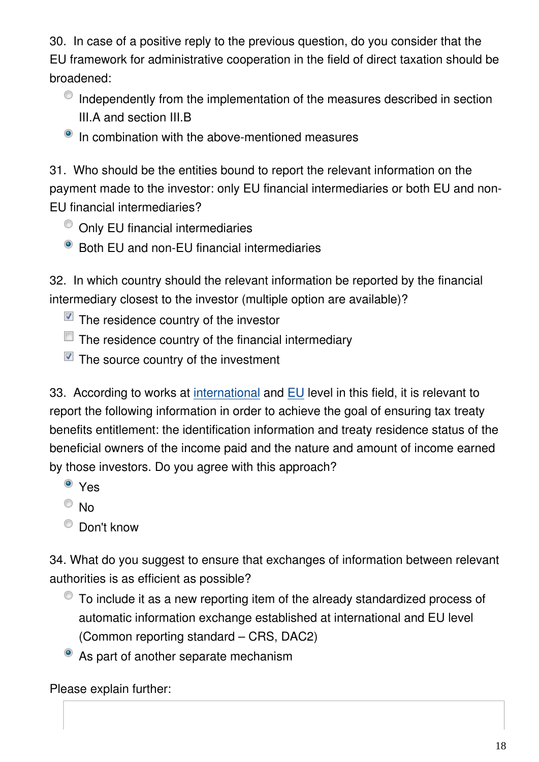30. In case of a positive reply to the previous question, do you consider that the EU framework for administrative cooperation in the field of direct taxation should be broadened:

- ○ Independently from the implementation of the measures described in section III.A and section III.B
- ● In combination with the above-mentioned measures

31. Who should be the entities bound to report the relevant information on the payment made to the investor: only EU financial intermediaries or both EU and non-EU financial intermediaries?

- ○ Only EU financial intermediaries
- ● Both EU and non-EU financial intermediaries

32. In which country should the relevant information be reported by the financial intermediary closest to the investor (multiple option are available)?

- [x] The residence country of the investor
- [ ] The residence country of the financial intermediary
- [x] The source country of the investment

33. According to works at international and EU level in this field, it is relevant to report the following information in order to achieve the goal of ensuring tax treaty benefits entitlement: the identification information and treaty residence status of the beneficial owners of the income paid and the nature and amount of income earned by those investors. Do you agree with this approach?

- ● Yes
- ○ No
- ○ Don't know

34. What do you suggest to ensure that exchanges of information between relevant authorities is as efficient as possible?

- ○ To include it as a new reporting item of the already standardized process of automatic information exchange established at international and EU level (Common reporting standard – CRS, DAC2)
- ● As part of another separate mechanism

Please explain further: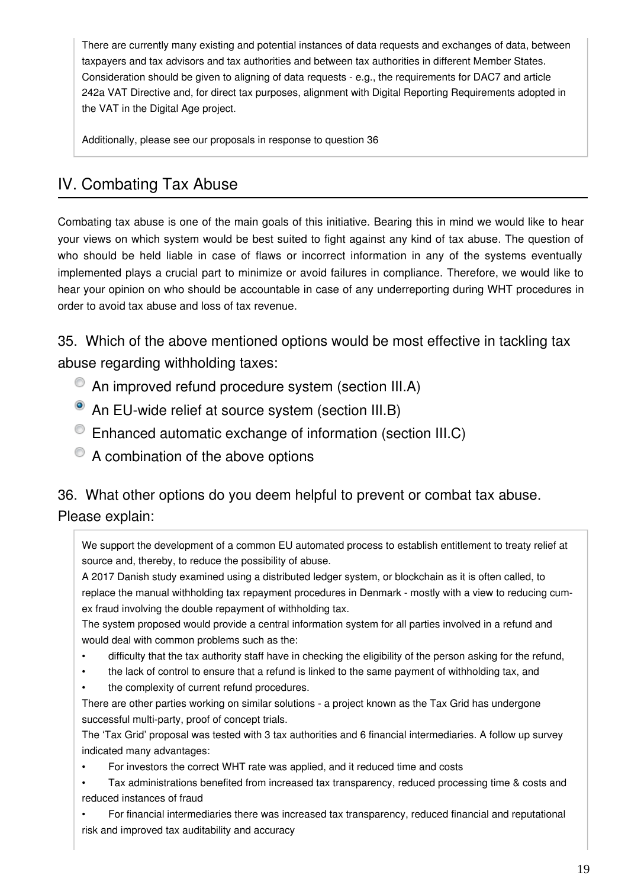There are currently many existing and potential instances of data requests and exchanges of data, between taxpayers and tax advisors and tax authorities and between tax authorities in different Member States. Consideration should be given to aligning of data requests - e.g., the requirements for DAC7 and article 242a VAT Directive and, for direct tax purposes, alignment with Digital Reporting Requirements adopted in the VAT in the Digital Age project.

Additionally, please see our proposals in response to question 36

## IV. Combating Tax Abuse

Combating tax abuse is one of the main goals of this initiative. Bearing this in mind we would like to hear your views on which system would be best suited to fight against any kind of tax abuse. The question of who should be held liable in case of flaws or incorrect information in any of the systems eventually implemented plays a crucial part to minimize or avoid failures in compliance. Therefore, we would like to hear your opinion on who should be accountable in case of any underreporting during WHT procedures in order to avoid tax abuse and loss of tax revenue.

### 35. Which of the above mentioned options would be most effective in tackling tax abuse regarding withholding taxes:

- ○ An improved refund procedure system (section III.A)
- ● An EU-wide relief at source system (section III.B)
- ○ Enhanced automatic exchange of information (section III.C)
- ○ A combination of the above options

### 36. What other options do you deem helpful to prevent or combat tax abuse. Please explain:

We support the development of a common EU automated process to establish entitlement to treaty relief at source and, thereby, to reduce the possibility of abuse.
A 2017 Danish study examined using a distributed ledger system, or blockchain as it is often called, to replace the manual withholding tax repayment procedures in Denmark - mostly with a view to reducing cum-ex fraud involving the double repayment of withholding tax.
The system proposed would provide a central information system for all parties involved in a refund and would deal with common problems such as the:

- difficulty that the tax authority staff have in checking the eligibility of the person asking for the refund,
- the lack of control to ensure that a refund is linked to the same payment of withholding tax, and
- the complexity of current refund procedures.

There are other parties working on similar solutions - a project known as the Tax Grid has undergone successful multi-party, proof of concept trials.
The 'Tax Grid' proposal was tested with 3 tax authorities and 6 financial intermediaries. A follow up survey indicated many advantages:

- For investors the correct WHT rate was applied, and it reduced time and costs
- Tax administrations benefited from increased tax transparency, reduced processing time & costs and reduced instances of fraud
- For financial intermediaries there was increased tax transparency, reduced financial and reputational risk and improved tax auditability and accuracy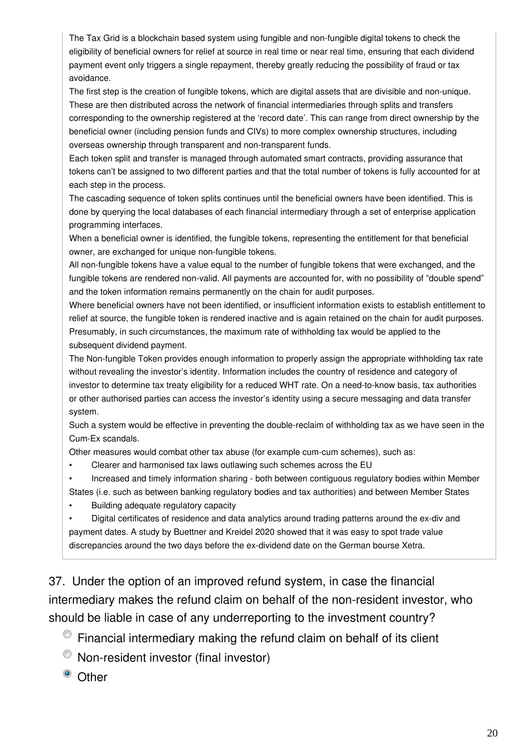The Tax Grid is a blockchain based system using fungible and non-fungible digital tokens to check the eligibility of beneficial owners for relief at source in real time or near real time, ensuring that each dividend payment event only triggers a single repayment, thereby greatly reducing the possibility of fraud or tax avoidance.

The first step is the creation of fungible tokens, which are digital assets that are divisible and non-unique. These are then distributed across the network of financial intermediaries through splits and transfers corresponding to the ownership registered at the 'record date'. This can range from direct ownership by the beneficial owner (including pension funds and CIVs) to more complex ownership structures, including overseas ownership through transparent and non-transparent funds.

Each token split and transfer is managed through automated smart contracts, providing assurance that tokens can't be assigned to two different parties and that the total number of tokens is fully accounted for at each step in the process.

The cascading sequence of token splits continues until the beneficial owners have been identified. This is done by querying the local databases of each financial intermediary through a set of enterprise application programming interfaces.

When a beneficial owner is identified, the fungible tokens, representing the entitlement for that beneficial owner, are exchanged for unique non-fungible tokens.

All non-fungible tokens have a value equal to the number of fungible tokens that were exchanged, and the fungible tokens are rendered non-valid. All payments are accounted for, with no possibility of "double spend" and the token information remains permanently on the chain for audit purposes.

Where beneficial owners have not been identified, or insufficient information exists to establish entitlement to relief at source, the fungible token is rendered inactive and is again retained on the chain for audit purposes. Presumably, in such circumstances, the maximum rate of withholding tax would be applied to the subsequent dividend payment.

The Non-fungible Token provides enough information to properly assign the appropriate withholding tax rate without revealing the investor's identity. Information includes the country of residence and category of investor to determine tax treaty eligibility for a reduced WHT rate. On a need-to-know basis, tax authorities or other authorised parties can access the investor's identity using a secure messaging and data transfer system.

Such a system would be effective in preventing the double-reclaim of withholding tax as we have seen in the Cum-Ex scandals.

Other measures would combat other tax abuse (for example cum-cum schemes), such as:

- Clearer and harmonised tax laws outlawing such schemes across the EU
- Increased and timely information sharing - both between contiguous regulatory bodies within Member States (i.e. such as between banking regulatory bodies and tax authorities) and between Member States
- Building adequate regulatory capacity
- Digital certificates of residence and data analytics around trading patterns around the ex-div and payment dates. A study by Buettner and Kreidel 2020 showed that it was easy to spot trade value discrepancies around the two days before the ex-dividend date on the German bourse Xetra.

37. Under the option of an improved refund system, in case the financial intermediary makes the refund claim on behalf of the non-resident investor, who should be liable in case of any underreporting to the investment country?

- ○ Financial intermediary making the refund claim on behalf of its client
- ○ Non-resident investor (final investor)
- ● Other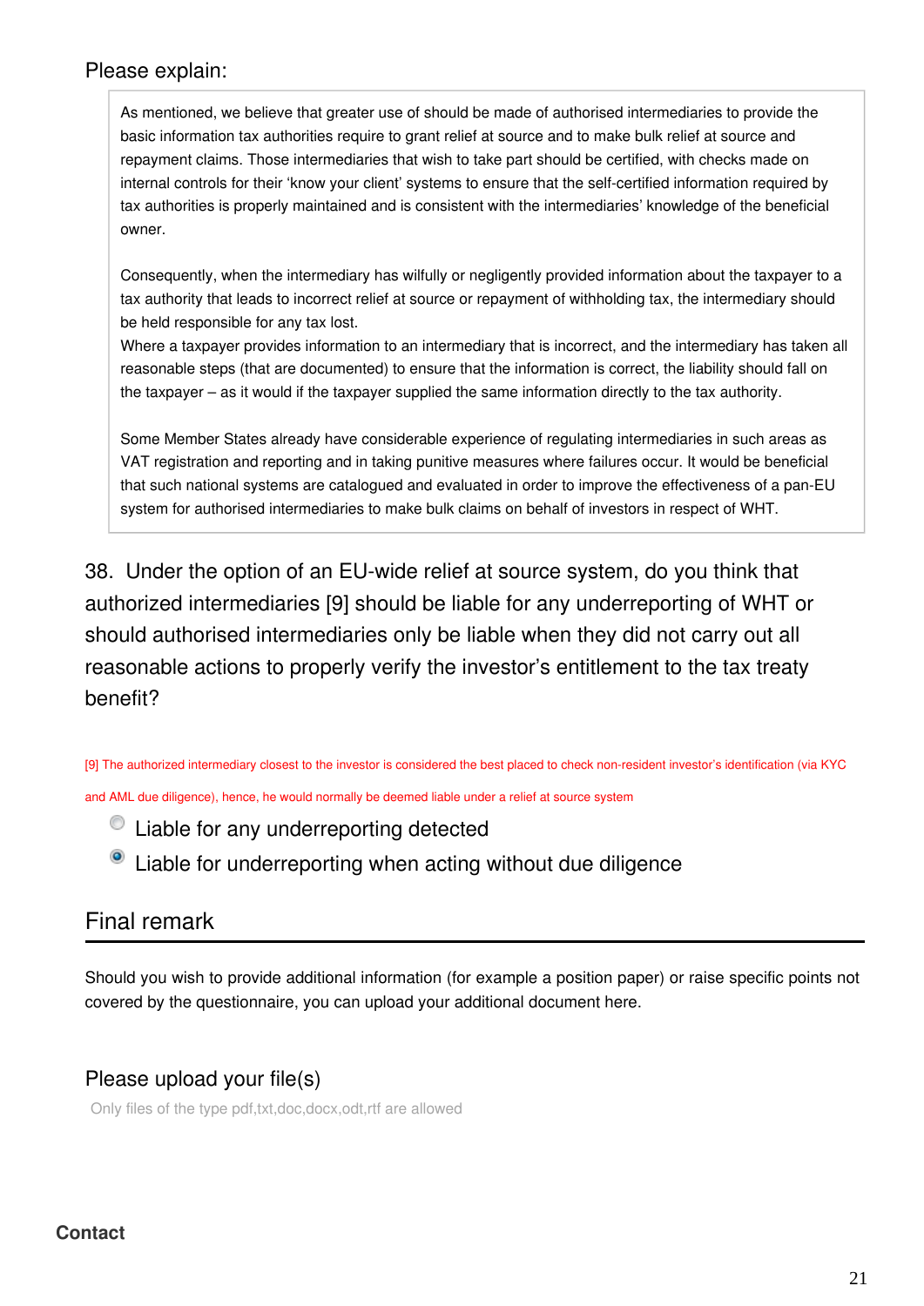Please explain:

> As mentioned, we believe that greater use of should be made of authorised intermediaries to provide the basic information tax authorities require to grant relief at source and to make bulk relief at source and repayment claims. Those intermediaries that wish to take part should be certified, with checks made on internal controls for their 'know your client' systems to ensure that the self-certified information required by tax authorities is properly maintained and is consistent with the intermediaries' knowledge of the beneficial owner.
>
> Consequently, when the intermediary has wilfully or negligently provided information about the taxpayer to a tax authority that leads to incorrect relief at source or repayment of withholding tax, the intermediary should be held responsible for any tax lost.
> Where a taxpayer provides information to an intermediary that is incorrect, and the intermediary has taken all reasonable steps (that are documented) to ensure that the information is correct, the liability should fall on the taxpayer – as it would if the taxpayer supplied the same information directly to the tax authority.
>
> Some Member States already have considerable experience of regulating intermediaries in such areas as VAT registration and reporting and in taking punitive measures where failures occur. It would be beneficial that such national systems are catalogued and evaluated in order to improve the effectiveness of a pan-EU system for authorised intermediaries to make bulk claims on behalf of investors in respect of WHT.

38. Under the option of an EU-wide relief at source system, do you think that authorized intermediaries [9] should be liable for any underreporting of WHT or should authorised intermediaries only be liable when they did not carry out all reasonable actions to properly verify the investor's entitlement to the tax treaty benefit?

[9] The authorized intermediary closest to the investor is considered the best placed to check non-resident investor's identification (via KYC and AML due diligence), hence, he would normally be deemed liable under a relief at source system

- ○ Liable for any underreporting detected
- ● Liable for underreporting when acting without due diligence

## Final remark

Should you wish to provide additional information (for example a position paper) or raise specific points not covered by the questionnaire, you can upload your additional document here.

Please upload your file(s)

Only files of the type pdf,txt,doc,docx,odt,rtf are allowed

**Contact**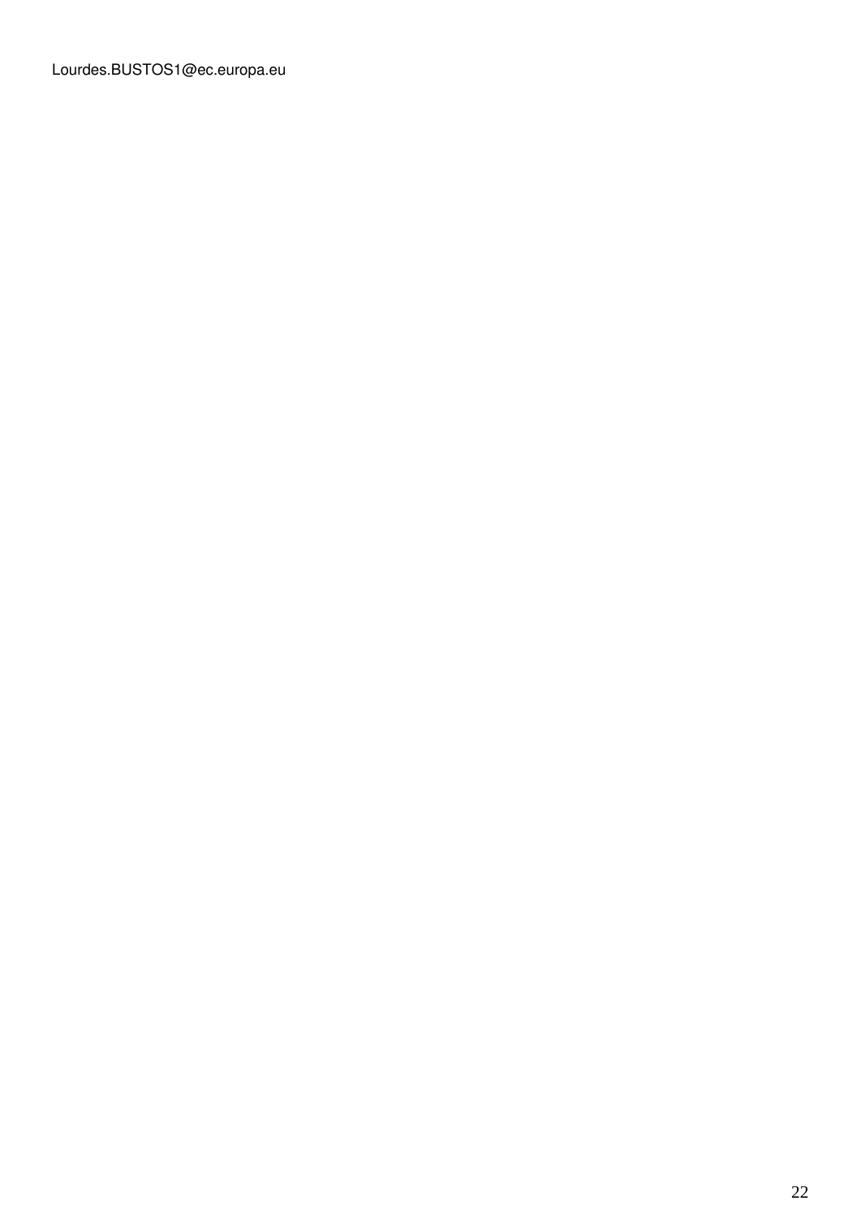Lourdes.BUSTOS1@ec.europa.eu